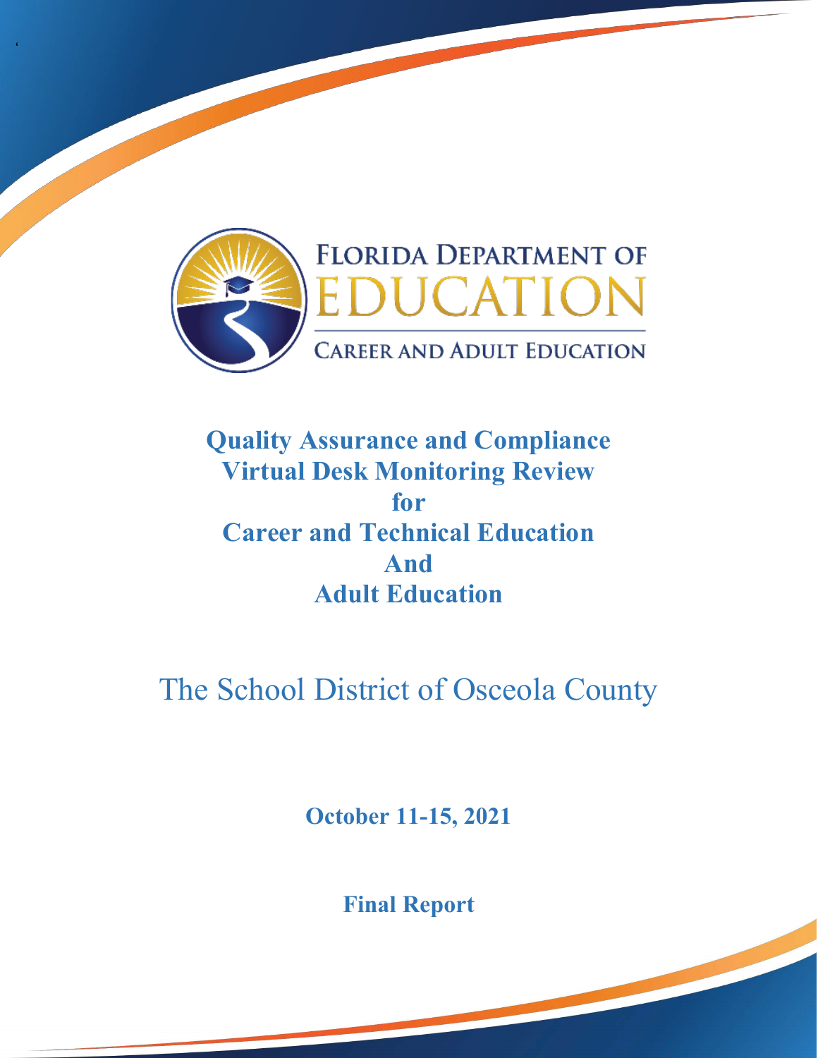FLORIDA DEPARTMENT OF EDUCATION

CAREER AND ADULT EDUCATION

# Quality Assurance and Compliance Virtual Desk Monitoring Review for Career and Technical Education And Adult Education

## The School District of Osceola County

**October 11-15, 2021**

**Final Report**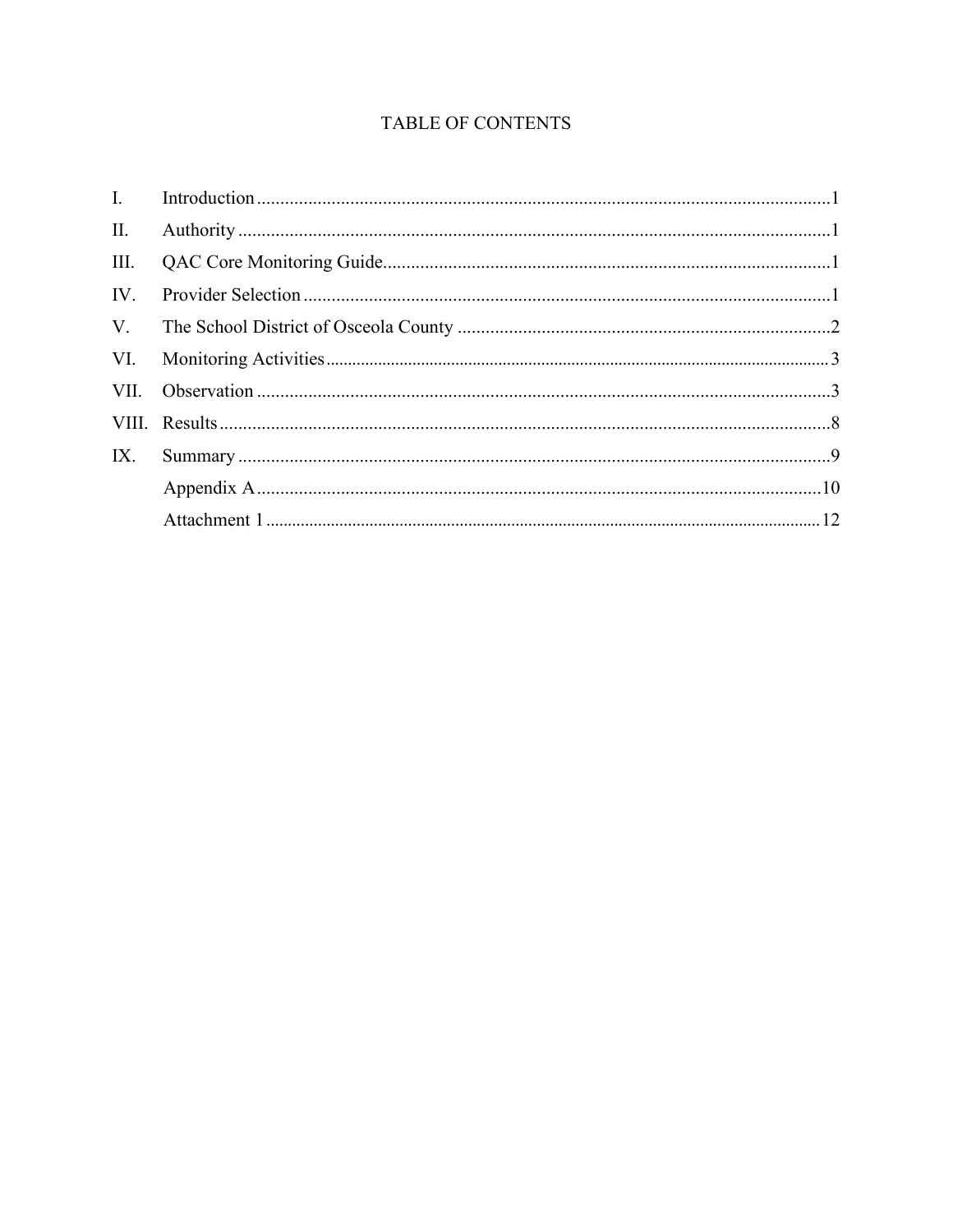# TABLE OF CONTENTS

| | | |
|---|---|---|
| I. | Introduction | 1 |
| II. | Authority | 1 |
| III. | QAC Core Monitoring Guide | 1 |
| IV. | Provider Selection | 1 |
| V. | The School District of Osceola County | 2 |
| VI. | Monitoring Activities | 3 |
| VII. | Observation | 3 |
| VIII. | Results | 8 |
| IX. | Summary | 9 |
| | Appendix A | 10 |
| | Attachment 1 | 12 |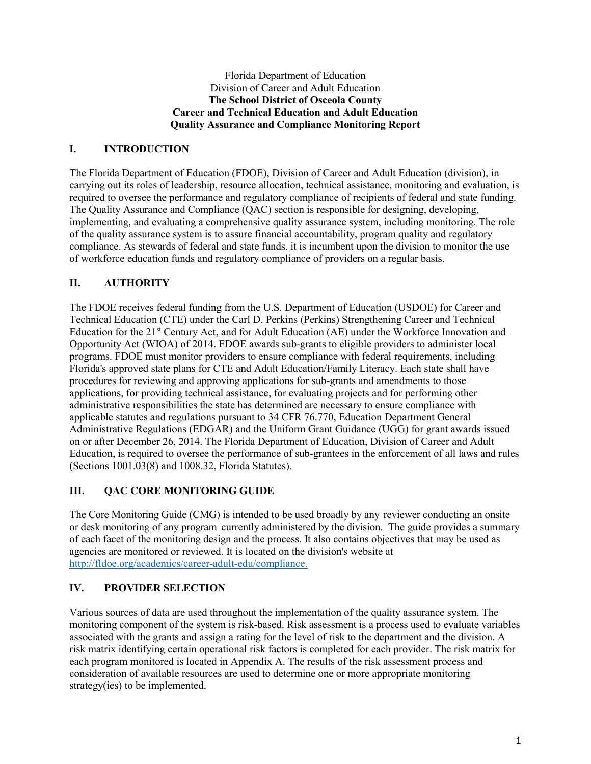Florida Department of Education
Division of Career and Adult Education
**The School District of Osceola County**
**Career and Technical Education and Adult Education**
**Quality Assurance and Compliance Monitoring Report**

## I. INTRODUCTION

The Florida Department of Education (FDOE), Division of Career and Adult Education (division), in carrying out its roles of leadership, resource allocation, technical assistance, monitoring and evaluation, is required to oversee the performance and regulatory compliance of recipients of federal and state funding. The Quality Assurance and Compliance (QAC) section is responsible for designing, developing, implementing, and evaluating a comprehensive quality assurance system, including monitoring. The role of the quality assurance system is to assure financial accountability, program quality and regulatory compliance. As stewards of federal and state funds, it is incumbent upon the division to monitor the use of workforce education funds and regulatory compliance of providers on a regular basis.

## II. AUTHORITY

The FDOE receives federal funding from the U.S. Department of Education (USDOE) for Career and Technical Education (CTE) under the Carl D. Perkins (Perkins) Strengthening Career and Technical Education for the 21st Century Act, and for Adult Education (AE) under the Workforce Innovation and Opportunity Act (WIOA) of 2014. FDOE awards sub-grants to eligible providers to administer local programs. FDOE must monitor providers to ensure compliance with federal requirements, including Florida's approved state plans for CTE and Adult Education/Family Literacy. Each state shall have procedures for reviewing and approving applications for sub-grants and amendments to those applications, for providing technical assistance, for evaluating projects and for performing other administrative responsibilities the state has determined are necessary to ensure compliance with applicable statutes and regulations pursuant to 34 CFR 76.770, Education Department General Administrative Regulations (EDGAR) and the Uniform Grant Guidance (UGG) for grant awards issued on or after December 26, 2014. The Florida Department of Education, Division of Career and Adult Education, is required to oversee the performance of sub-grantees in the enforcement of all laws and rules (Sections 1001.03(8) and 1008.32, Florida Statutes).

## III. QAC CORE MONITORING GUIDE

The Core Monitoring Guide (CMG) is intended to be used broadly by any reviewer conducting an onsite or desk monitoring of any program currently administered by the division. The guide provides a summary of each facet of the monitoring design and the process. It also contains objectives that may be used as agencies are monitored or reviewed. It is located on the division's website at http://fldoe.org/academics/career-adult-edu/compliance.

## IV. PROVIDER SELECTION

Various sources of data are used throughout the implementation of the quality assurance system. The monitoring component of the system is risk-based. Risk assessment is a process used to evaluate variables associated with the grants and assign a rating for the level of risk to the department and the division. A risk matrix identifying certain operational risk factors is completed for each provider. The risk matrix for each program monitored is located in Appendix A. The results of the risk assessment process and consideration of available resources are used to determine one or more appropriate monitoring strategy(ies) to be implemented.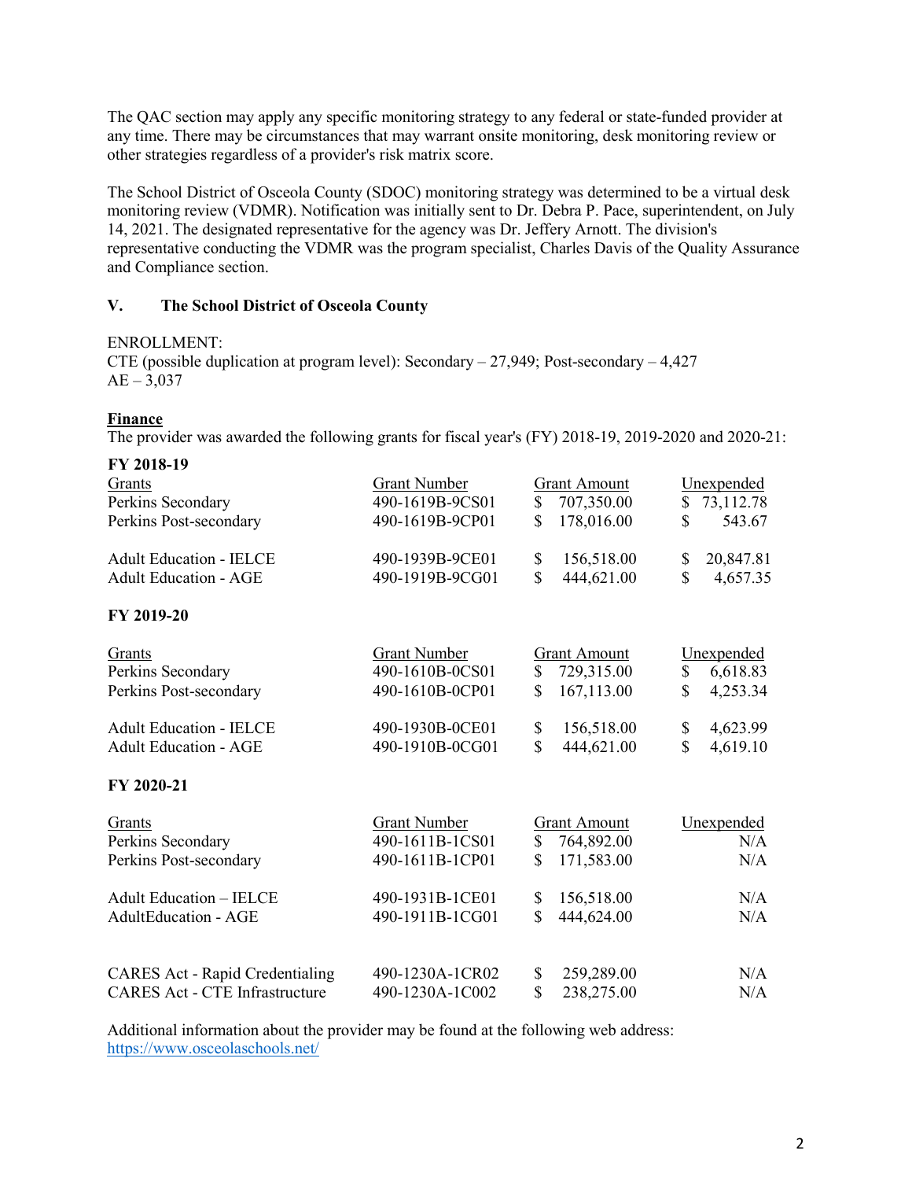The QAC section may apply any specific monitoring strategy to any federal or state-funded provider at any time. There may be circumstances that may warrant onsite monitoring, desk monitoring review or other strategies regardless of a provider's risk matrix score.

The School District of Osceola County (SDOC) monitoring strategy was determined to be a virtual desk monitoring review (VDMR). Notification was initially sent to Dr. Debra P. Pace, superintendent, on July 14, 2021. The designated representative for the agency was Dr. Jeffery Arnott. The division's representative conducting the VDMR was the program specialist, Charles Davis of the Quality Assurance and Compliance section.

## V. The School District of Osceola County

ENROLLMENT:
CTE (possible duplication at program level): Secondary – 27,949; Post-secondary – 4,427
AE – 3,037

**Finance**

The provider was awarded the following grants for fiscal year's (FY) 2018-19, 2019-2020 and 2020-21:

**FY 2018-19**

| Grants | Grant Number | Grant Amount | Unexpended |
|---|---|---|---|
| Perkins Secondary | 490-1619B-9CS01 | $ 707,350.00 | $ 73,112.78 |
| Perkins Post-secondary | 490-1619B-9CP01 | $ 178,016.00 | $ 543.67 |
| Adult Education - IELCE | 490-1939B-9CE01 | $ 156,518.00 | $ 20,847.81 |
| Adult Education - AGE | 490-1919B-9CG01 | $ 444,621.00 | $ 4,657.35 |

**FY 2019-20**

| Grants | Grant Number | Grant Amount | Unexpended |
|---|---|---|---|
| Perkins Secondary | 490-1610B-0CS01 | $ 729,315.00 | $ 6,618.83 |
| Perkins Post-secondary | 490-1610B-0CP01 | $ 167,113.00 | $ 4,253.34 |
| Adult Education - IELCE | 490-1930B-0CE01 | $ 156,518.00 | $ 4,623.99 |
| Adult Education - AGE | 490-1910B-0CG01 | $ 444,621.00 | $ 4,619.10 |

**FY 2020-21**

| Grants | Grant Number | Grant Amount | Unexpended |
|---|---|---|---|
| Perkins Secondary | 490-1611B-1CS01 | $ 764,892.00 | N/A |
| Perkins Post-secondary | 490-1611B-1CP01 | $ 171,583.00 | N/A |
| Adult Education – IELCE | 490-1931B-1CE01 | $ 156,518.00 | N/A |
| AdultEducation - AGE | 490-1911B-1CG01 | $ 444,624.00 | N/A |
| CARES Act - Rapid Credentialing | 490-1230A-1CR02 | $ 259,289.00 | N/A |
| CARES Act - CTE Infrastructure | 490-1230A-1C002 | $ 238,275.00 | N/A |

Additional information about the provider may be found at the following web address:
https://www.osceolaschools.net/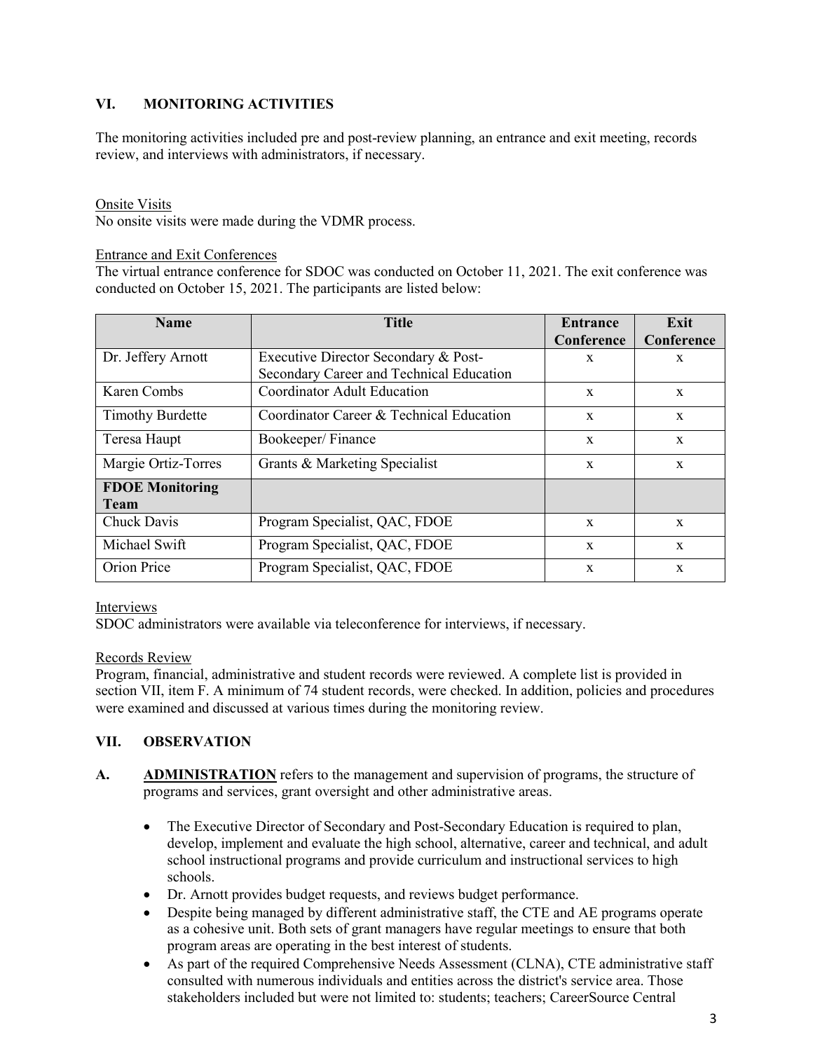## VI. MONITORING ACTIVITIES

The monitoring activities included pre and post-review planning, an entrance and exit meeting, records review, and interviews with administrators, if necessary.

Onsite Visits
No onsite visits were made during the VDMR process.

Entrance and Exit Conferences
The virtual entrance conference for SDOC was conducted on October 11, 2021. The exit conference was conducted on October 15, 2021. The participants are listed below:

| Name | Title | Entrance Conference | Exit Conference |
|---|---|---|---|
| Dr. Jeffery Arnott | Executive Director Secondary & Post-Secondary Career and Technical Education | x | x |
| Karen Combs | Coordinator Adult Education | x | x |
| Timothy Burdette | Coordinator Career & Technical Education | x | x |
| Teresa Haupt | Bookeeper/ Finance | x | x |
| Margie Ortiz-Torres | Grants & Marketing Specialist | x | x |
| **FDOE Monitoring Team** | | | |
| Chuck Davis | Program Specialist, QAC, FDOE | x | x |
| Michael Swift | Program Specialist, QAC, FDOE | x | x |
| Orion Price | Program Specialist, QAC, FDOE | x | x |

Interviews
SDOC administrators were available via teleconference for interviews, if necessary.

Records Review
Program, financial, administrative and student records were reviewed. A complete list is provided in section VII, item F. A minimum of 74 student records, were checked. In addition, policies and procedures were examined and discussed at various times during the monitoring review.

## VII. OBSERVATION

**A. ADMINISTRATION** refers to the management and supervision of programs, the structure of programs and services, grant oversight and other administrative areas.

- The Executive Director of Secondary and Post-Secondary Education is required to plan, develop, implement and evaluate the high school, alternative, career and technical, and adult school instructional programs and provide curriculum and instructional services to high schools.
- Dr. Arnott provides budget requests, and reviews budget performance.
- Despite being managed by different administrative staff, the CTE and AE programs operate as a cohesive unit. Both sets of grant managers have regular meetings to ensure that both program areas are operating in the best interest of students.
- As part of the required Comprehensive Needs Assessment (CLNA), CTE administrative staff consulted with numerous individuals and entities across the district's service area. Those stakeholders included but were not limited to: students; teachers; CareerSource Central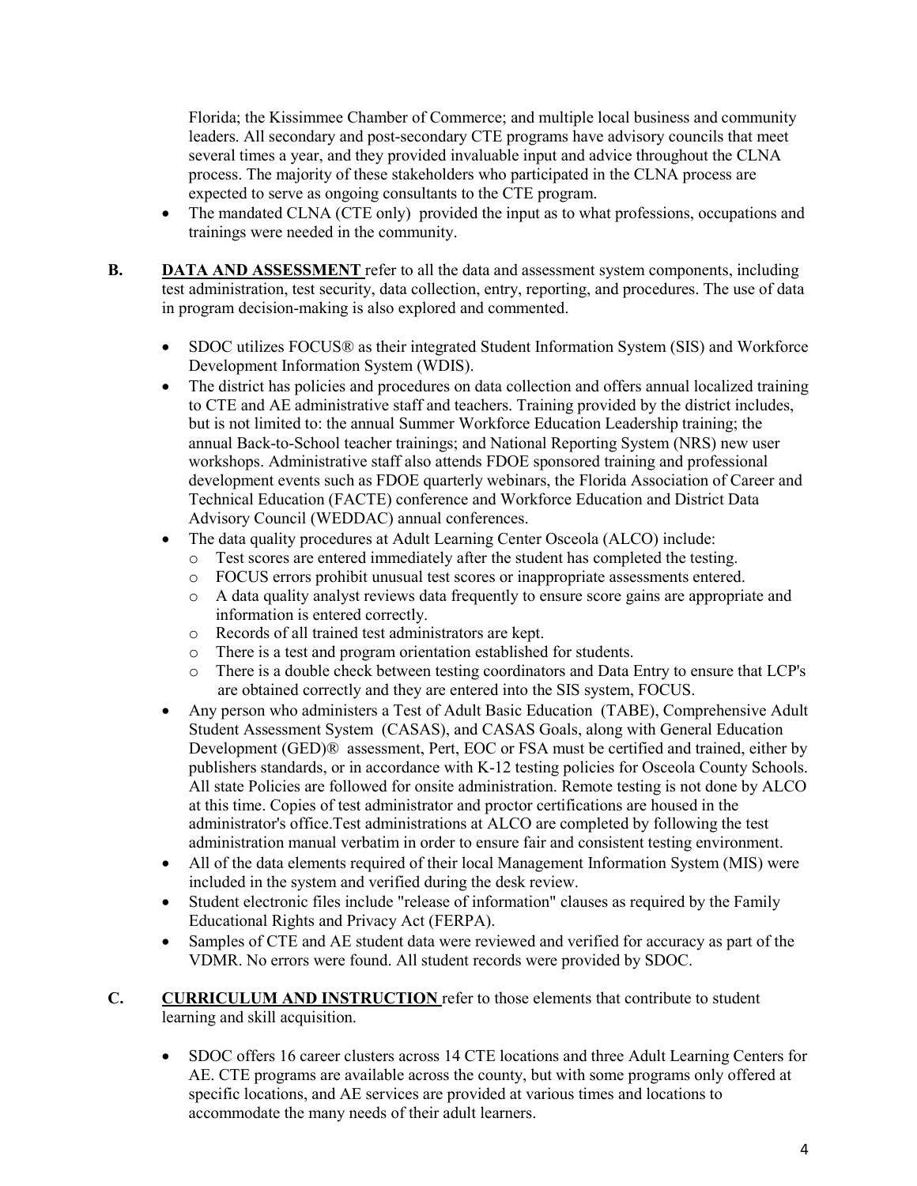Florida; the Kissimmee Chamber of Commerce; and multiple local business and community leaders. All secondary and post-secondary CTE programs have advisory councils that meet several times a year, and they provided invaluable input and advice throughout the CLNA process. The majority of these stakeholders who participated in the CLNA process are expected to serve as ongoing consultants to the CTE program.

- The mandated CLNA (CTE only) provided the input as to what professions, occupations and trainings were needed in the community.

**B. DATA AND ASSESSMENT** refer to all the data and assessment system components, including test administration, test security, data collection, entry, reporting, and procedures. The use of data in program decision-making is also explored and commented.

- SDOC utilizes FOCUS® as their integrated Student Information System (SIS) and Workforce Development Information System (WDIS).
- The district has policies and procedures on data collection and offers annual localized training to CTE and AE administrative staff and teachers. Training provided by the district includes, but is not limited to: the annual Summer Workforce Education Leadership training; the annual Back-to-School teacher trainings; and National Reporting System (NRS) new user workshops. Administrative staff also attends FDOE sponsored training and professional development events such as FDOE quarterly webinars, the Florida Association of Career and Technical Education (FACTE) conference and Workforce Education and District Data Advisory Council (WEDDAC) annual conferences.
- The data quality procedures at Adult Learning Center Osceola (ALCO) include:
  - Test scores are entered immediately after the student has completed the testing.
  - FOCUS errors prohibit unusual test scores or inappropriate assessments entered.
  - A data quality analyst reviews data frequently to ensure score gains are appropriate and information is entered correctly.
  - Records of all trained test administrators are kept.
  - There is a test and program orientation established for students.
  - There is a double check between testing coordinators and Data Entry to ensure that LCP's are obtained correctly and they are entered into the SIS system, FOCUS.
- Any person who administers a Test of Adult Basic Education (TABE), Comprehensive Adult Student Assessment System (CASAS), and CASAS Goals, along with General Education Development (GED)® assessment, Pert, EOC or FSA must be certified and trained, either by publishers standards, or in accordance with K-12 testing policies for Osceola County Schools. All state Policies are followed for onsite administration. Remote testing is not done by ALCO at this time. Copies of test administrator and proctor certifications are housed in the administrator's office.Test administrations at ALCO are completed by following the test administration manual verbatim in order to ensure fair and consistent testing environment.
- All of the data elements required of their local Management Information System (MIS) were included in the system and verified during the desk review.
- Student electronic files include "release of information" clauses as required by the Family Educational Rights and Privacy Act (FERPA).
- Samples of CTE and AE student data were reviewed and verified for accuracy as part of the VDMR. No errors were found. All student records were provided by SDOC.

**C. CURRICULUM AND INSTRUCTION** refer to those elements that contribute to student learning and skill acquisition.

- SDOC offers 16 career clusters across 14 CTE locations and three Adult Learning Centers for AE. CTE programs are available across the county, but with some programs only offered at specific locations, and AE services are provided at various times and locations to accommodate the many needs of their adult learners.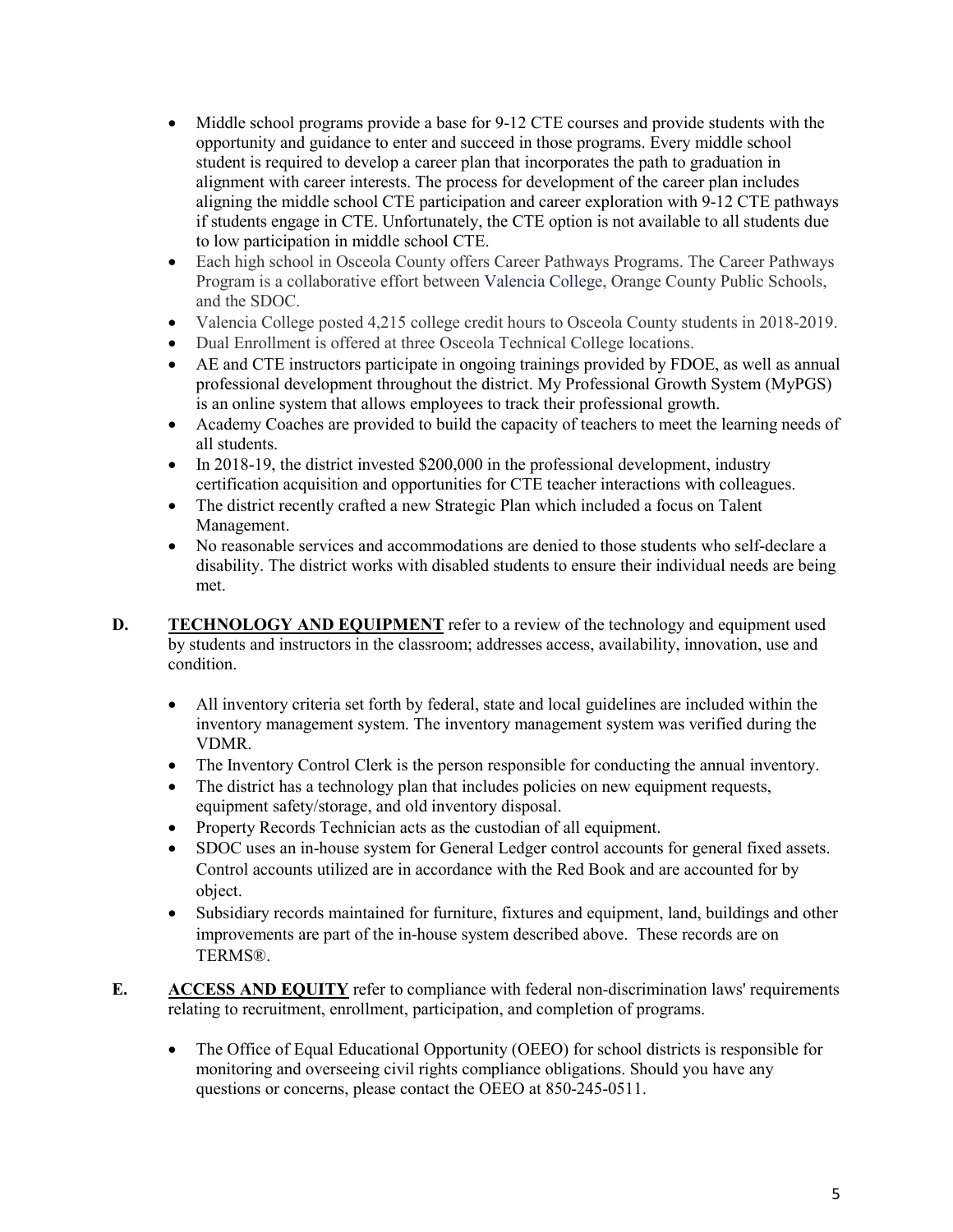- Middle school programs provide a base for 9-12 CTE courses and provide students with the opportunity and guidance to enter and succeed in those programs. Every middle school student is required to develop a career plan that incorporates the path to graduation in alignment with career interests. The process for development of the career plan includes aligning the middle school CTE participation and career exploration with 9-12 CTE pathways if students engage in CTE. Unfortunately, the CTE option is not available to all students due to low participation in middle school CTE.
- Each high school in Osceola County offers Career Pathways Programs. The Career Pathways Program is a collaborative effort between Valencia College, Orange County Public Schools, and the SDOC.
- Valencia College posted 4,215 college credit hours to Osceola County students in 2018-2019.
- Dual Enrollment is offered at three Osceola Technical College locations.
- AE and CTE instructors participate in ongoing trainings provided by FDOE, as well as annual professional development throughout the district. My Professional Growth System (MyPGS) is an online system that allows employees to track their professional growth.
- Academy Coaches are provided to build the capacity of teachers to meet the learning needs of all students.
- In 2018-19, the district invested $200,000 in the professional development, industry certification acquisition and opportunities for CTE teacher interactions with colleagues.
- The district recently crafted a new Strategic Plan which included a focus on Talent Management.
- No reasonable services and accommodations are denied to those students who self-declare a disability. The district works with disabled students to ensure their individual needs are being met.

**D. <u>TECHNOLOGY AND EQUIPMENT</u>** refer to a review of the technology and equipment used by students and instructors in the classroom; addresses access, availability, innovation, use and condition.

- All inventory criteria set forth by federal, state and local guidelines are included within the inventory management system. The inventory management system was verified during the VDMR.
- The Inventory Control Clerk is the person responsible for conducting the annual inventory.
- The district has a technology plan that includes policies on new equipment requests, equipment safety/storage, and old inventory disposal.
- Property Records Technician acts as the custodian of all equipment.
- SDOC uses an in-house system for General Ledger control accounts for general fixed assets. Control accounts utilized are in accordance with the Red Book and are accounted for by object.
- Subsidiary records maintained for furniture, fixtures and equipment, land, buildings and other improvements are part of the in-house system described above. These records are on TERMS®.

**E. <u>ACCESS AND EQUITY</u>** refer to compliance with federal non-discrimination laws' requirements relating to recruitment, enrollment, participation, and completion of programs.

- The Office of Equal Educational Opportunity (OEEO) for school districts is responsible for monitoring and overseeing civil rights compliance obligations. Should you have any questions or concerns, please contact the OEEO at 850-245-0511.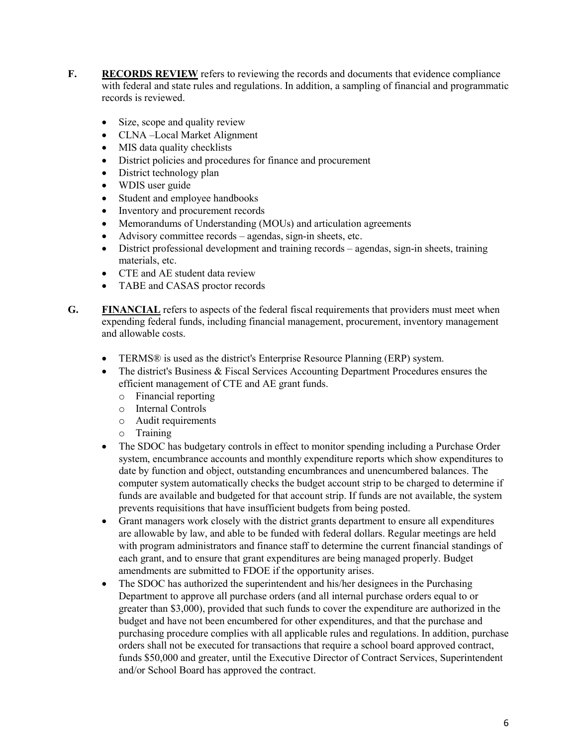**F.** **RECORDS REVIEW** refers to reviewing the records and documents that evidence compliance with federal and state rules and regulations. In addition, a sampling of financial and programmatic records is reviewed.

- Size, scope and quality review
- CLNA –Local Market Alignment
- MIS data quality checklists
- District policies and procedures for finance and procurement
- District technology plan
- WDIS user guide
- Student and employee handbooks
- Inventory and procurement records
- Memorandums of Understanding (MOUs) and articulation agreements
- Advisory committee records – agendas, sign-in sheets, etc.
- District professional development and training records – agendas, sign-in sheets, training materials, etc.
- CTE and AE student data review
- TABE and CASAS proctor records

**G.** **FINANCIAL** refers to aspects of the federal fiscal requirements that providers must meet when expending federal funds, including financial management, procurement, inventory management and allowable costs.

- TERMS® is used as the district's Enterprise Resource Planning (ERP) system.
- The district's Business & Fiscal Services Accounting Department Procedures ensures the efficient management of CTE and AE grant funds.
  - Financial reporting
  - Internal Controls
  - Audit requirements
  - Training
- The SDOC has budgetary controls in effect to monitor spending including a Purchase Order system, encumbrance accounts and monthly expenditure reports which show expenditures to date by function and object, outstanding encumbrances and unencumbered balances. The computer system automatically checks the budget account strip to be charged to determine if funds are available and budgeted for that account strip. If funds are not available, the system prevents requisitions that have insufficient budgets from being posted.
- Grant managers work closely with the district grants department to ensure all expenditures are allowable by law, and able to be funded with federal dollars. Regular meetings are held with program administrators and finance staff to determine the current financial standings of each grant, and to ensure that grant expenditures are being managed properly. Budget amendments are submitted to FDOE if the opportunity arises.
- The SDOC has authorized the superintendent and his/her designees in the Purchasing Department to approve all purchase orders (and all internal purchase orders equal to or greater than $3,000), provided that such funds to cover the expenditure are authorized in the budget and have not been encumbered for other expenditures, and that the purchase and purchasing procedure complies with all applicable rules and regulations. In addition, purchase orders shall not be executed for transactions that require a school board approved contract, funds $50,000 and greater, until the Executive Director of Contract Services, Superintendent and/or School Board has approved the contract.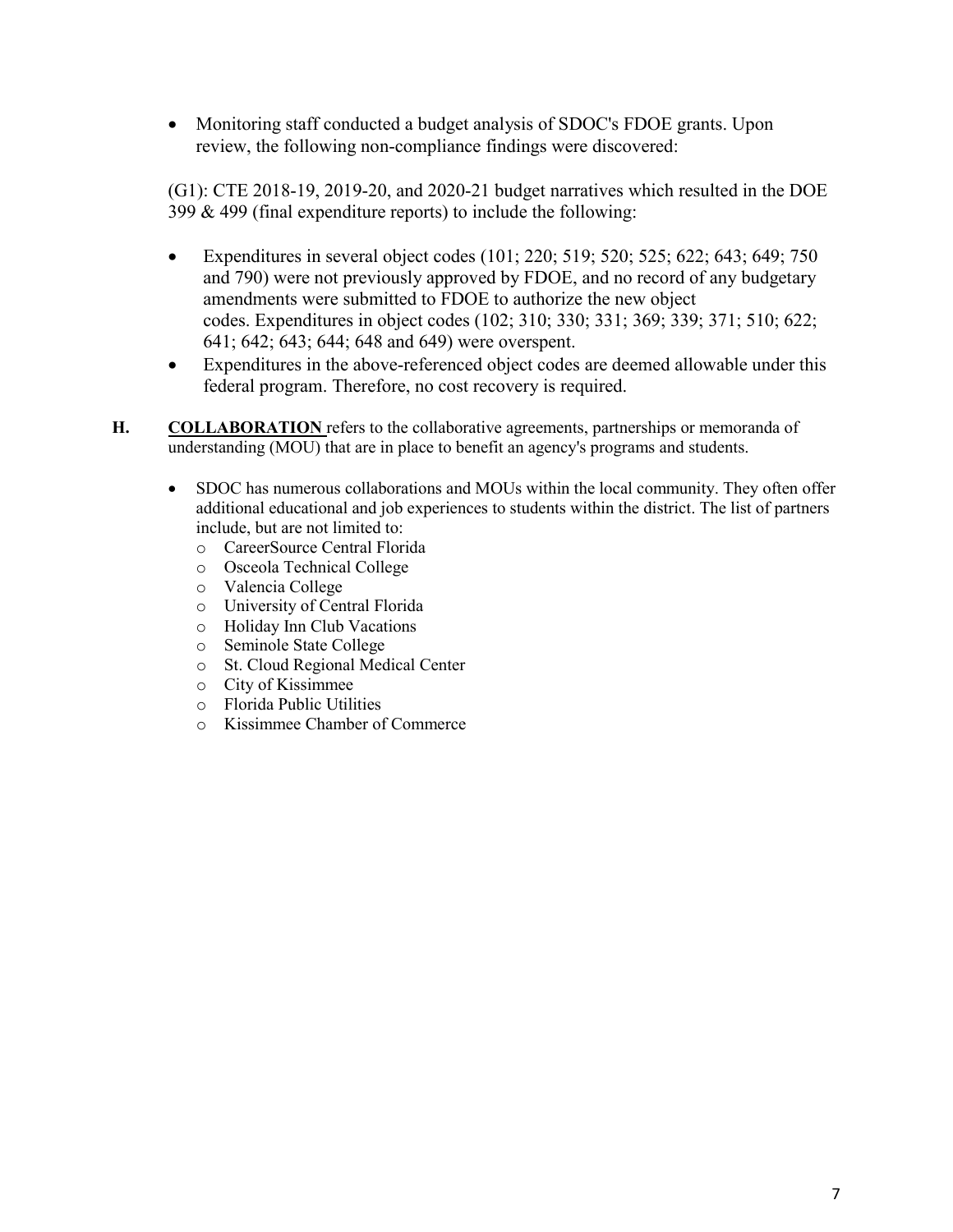- Monitoring staff conducted a budget analysis of SDOC's FDOE grants. Upon review, the following non-compliance findings were discovered:

(G1): CTE 2018-19, 2019-20, and 2020-21 budget narratives which resulted in the DOE 399 & 499 (final expenditure reports) to include the following:

- Expenditures in several object codes (101; 220; 519; 520; 525; 622; 643; 649; 750 and 790) were not previously approved by FDOE, and no record of any budgetary amendments were submitted to FDOE to authorize the new object codes. Expenditures in object codes (102; 310; 330; 331; 369; 339; 371; 510; 622; 641; 642; 643; 644; 648 and 649) were overspent.
- Expenditures in the above-referenced object codes are deemed allowable under this federal program. Therefore, no cost recovery is required.

**H. COLLABORATION** refers to the collaborative agreements, partnerships or memoranda of understanding (MOU) that are in place to benefit an agency's programs and students.

- SDOC has numerous collaborations and MOUs within the local community. They often offer additional educational and job experiences to students within the district. The list of partners include, but are not limited to:
  - CareerSource Central Florida
  - Osceola Technical College
  - Valencia College
  - University of Central Florida
  - Holiday Inn Club Vacations
  - Seminole State College
  - St. Cloud Regional Medical Center
  - City of Kissimmee
  - Florida Public Utilities
  - Kissimmee Chamber of Commerce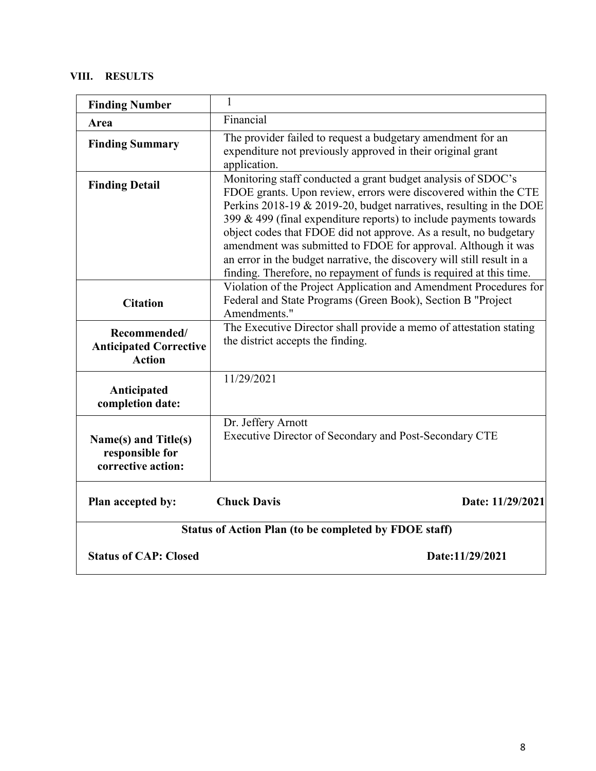## VIII. RESULTS

| Finding Number | 1 |
|---|---|
| **Area** | Financial |
| **Finding Summary** | The provider failed to request a budgetary amendment for an expenditure not previously approved in their original grant application. |
| **Finding Detail** | Monitoring staff conducted a grant budget analysis of SDOC's FDOE grants. Upon review, errors were discovered within the CTE Perkins 2018-19 & 2019-20, budget narratives, resulting in the DOE 399 & 499 (final expenditure reports) to include payments towards object codes that FDOE did not approve. As a result, no budgetary amendment was submitted to FDOE for approval. Although it was an error in the budget narrative, the discovery will still result in a finding. Therefore, no repayment of funds is required at this time. |
| **Citation** | Violation of the Project Application and Amendment Procedures for Federal and State Programs (Green Book), Section B "Project Amendments." |
| **Recommended/ Anticipated Corrective Action** | The Executive Director shall provide a memo of attestation stating the district accepts the finding. |
| **Anticipated completion date:** | 11/29/2021 |
| **Name(s) and Title(s) responsible for corrective action:** | Dr. Jeffery Arnott<br>Executive Director of Secondary and Post-Secondary CTE |
| **Plan accepted by:** | **Chuck Davis** **Date: 11/29/2021** |
| **Status of Action Plan (to be completed by FDOE staff)** | |
| **Status of CAP: Closed** | **Date:11/29/2021** |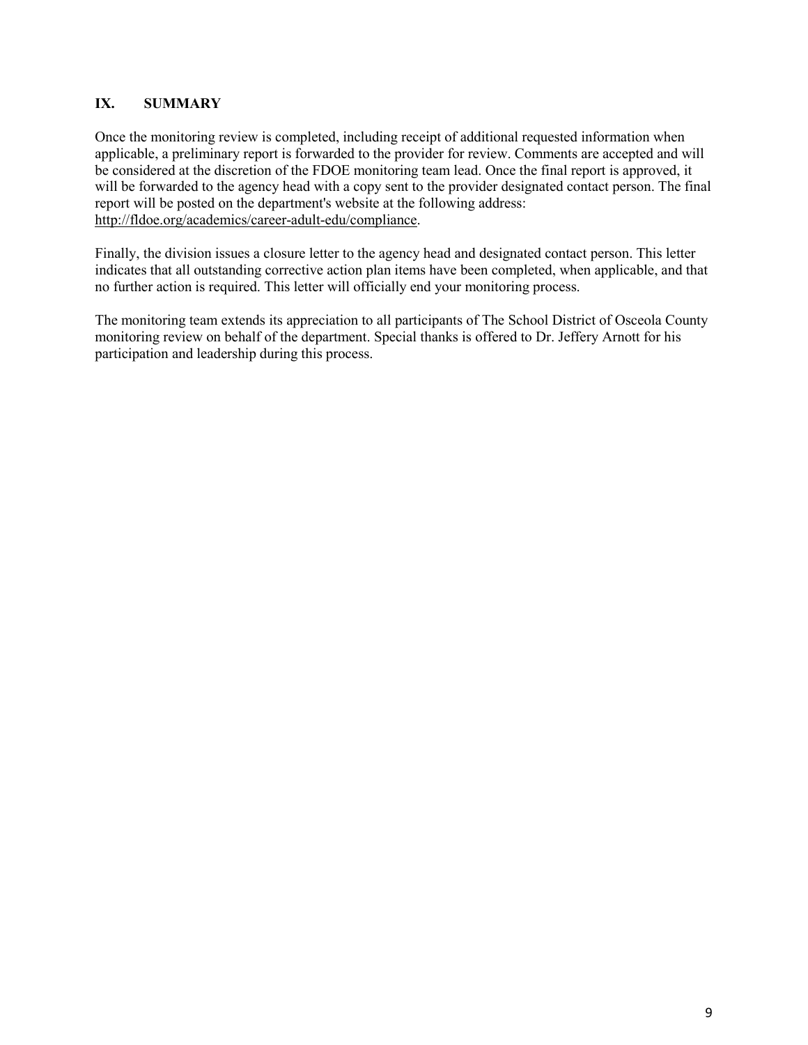## IX. SUMMARY

Once the monitoring review is completed, including receipt of additional requested information when applicable, a preliminary report is forwarded to the provider for review. Comments are accepted and will be considered at the discretion of the FDOE monitoring team lead. Once the final report is approved, it will be forwarded to the agency head with a copy sent to the provider designated contact person. The final report will be posted on the department's website at the following address: http://fldoe.org/academics/career-adult-edu/compliance.

Finally, the division issues a closure letter to the agency head and designated contact person. This letter indicates that all outstanding corrective action plan items have been completed, when applicable, and that no further action is required. This letter will officially end your monitoring process.

The monitoring team extends its appreciation to all participants of The School District of Osceola County monitoring review on behalf of the department. Special thanks is offered to Dr. Jeffery Arnott for his participation and leadership during this process.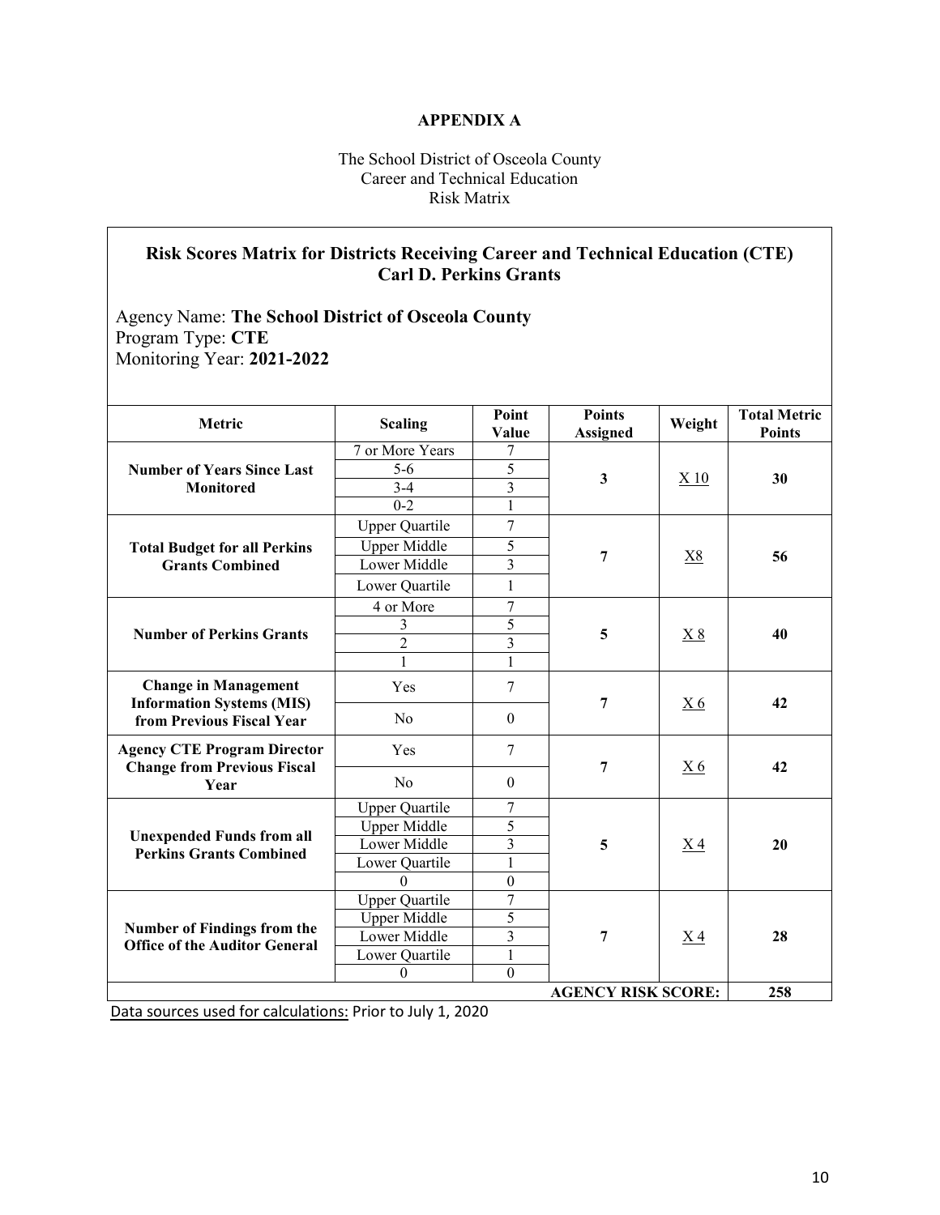**APPENDIX A**

The School District of Osceola County
Career and Technical Education
Risk Matrix

## Risk Scores Matrix for Districts Receiving Career and Technical Education (CTE) Carl D. Perkins Grants

Agency Name: **The School District of Osceola County**
Program Type: **CTE**
Monitoring Year: **2021-2022**

| Metric | Scaling | Point Value | Points Assigned | Weight | Total Metric Points |
|---|---|---|---|---|---|
| **Number of Years Since Last Monitored** | 7 or More Years | 7 | **3** | X 10 | **30** |
| | 5-6 | 5 | | | |
| | 3-4 | 3 | | | |
| | 0-2 | 1 | | | |
| **Total Budget for all Perkins Grants Combined** | Upper Quartile | 7 | **7** | X8 | **56** |
| | Upper Middle | 5 | | | |
| | Lower Middle | 3 | | | |
| | Lower Quartile | 1 | | | |
| **Number of Perkins Grants** | 4 or More | 7 | **5** | X 8 | **40** |
| | 3 | 5 | | | |
| | 2 | 3 | | | |
| | 1 | 1 | | | |
| **Change in Management Information Systems (MIS) from Previous Fiscal Year** | Yes | 7 | **7** | X 6 | **42** |
| | No | 0 | | | |
| **Agency CTE Program Director Change from Previous Fiscal Year** | Yes | 7 | **7** | X 6 | **42** |
| | No | 0 | | | |
| **Unexpended Funds from all Perkins Grants Combined** | Upper Quartile | 7 | **5** | X 4 | **20** |
| | Upper Middle | 5 | | | |
| | Lower Middle | 3 | | | |
| | Lower Quartile | 1 | | | |
| | 0 | 0 | | | |
| **Number of Findings from the Office of the Auditor General** | Upper Quartile | 7 | **7** | X 4 | **28** |
| | Upper Middle | 5 | | | |
| | Lower Middle | 3 | | | |
| | Lower Quartile | 1 | | | |
| | 0 | 0 | | | |
| | | | **AGENCY RISK SCORE:** | | **258** |

Data sources used for calculations: Prior to July 1, 2020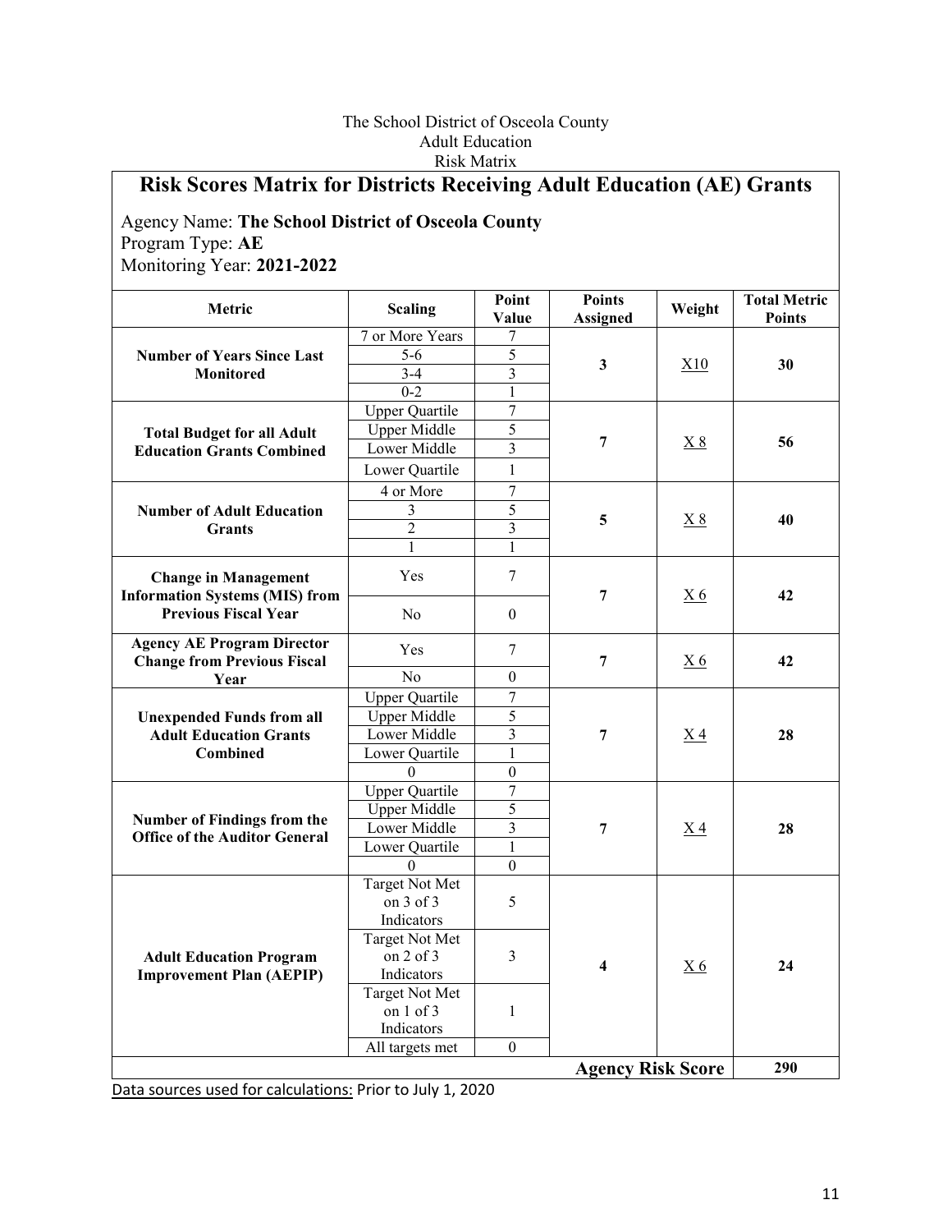The School District of Osceola County
Adult Education
Risk Matrix

## Risk Scores Matrix for Districts Receiving Adult Education (AE) Grants

Agency Name: **The School District of Osceola County**
Program Type: **AE**
Monitoring Year: **2021-2022**

| Metric | Scaling | Point Value | Points Assigned | Weight | Total Metric Points |
|---|---|---|---|---|---|
| **Number of Years Since Last Monitored** | 7 or More Years | 7 | **3** | X10 | **30** |
| | 5-6 | 5 | | | |
| | 3-4 | 3 | | | |
| | 0-2 | 1 | | | |
| **Total Budget for all Adult Education Grants Combined** | Upper Quartile | 7 | **7** | X 8 | **56** |
| | Upper Middle | 5 | | | |
| | Lower Middle | 3 | | | |
| | Lower Quartile | 1 | | | |
| **Number of Adult Education Grants** | 4 or More | 7 | **5** | X 8 | **40** |
| | 3 | 5 | | | |
| | 2 | 3 | | | |
| | 1 | 1 | | | |
| **Change in Management Information Systems (MIS) from Previous Fiscal Year** | Yes | 7 | **7** | X 6 | **42** |
| | No | 0 | | | |
| **Agency AE Program Director Change from Previous Fiscal Year** | Yes | 7 | **7** | X 6 | **42** |
| | No | 0 | | | |
| **Unexpended Funds from all Adult Education Grants Combined** | Upper Quartile | 7 | **7** | X 4 | **28** |
| | Upper Middle | 5 | | | |
| | Lower Middle | 3 | | | |
| | Lower Quartile | 1 | | | |
| | 0 | 0 | | | |
| **Number of Findings from the Office of the Auditor General** | Upper Quartile | 7 | **7** | X 4 | **28** |
| | Upper Middle | 5 | | | |
| | Lower Middle | 3 | | | |
| | Lower Quartile | 1 | | | |
| | 0 | 0 | | | |
| **Adult Education Program Improvement Plan (AEPIP)** | Target Not Met on 3 of 3 Indicators | 5 | **4** | X 6 | **24** |
| | Target Not Met on 2 of 3 Indicators | 3 | | | |
| | Target Not Met on 1 of 3 Indicators | 1 | | | |
| | All targets met | 0 | | | |
| | | | | **Agency Risk Score** | **290** |

Data sources used for calculations: Prior to July 1, 2020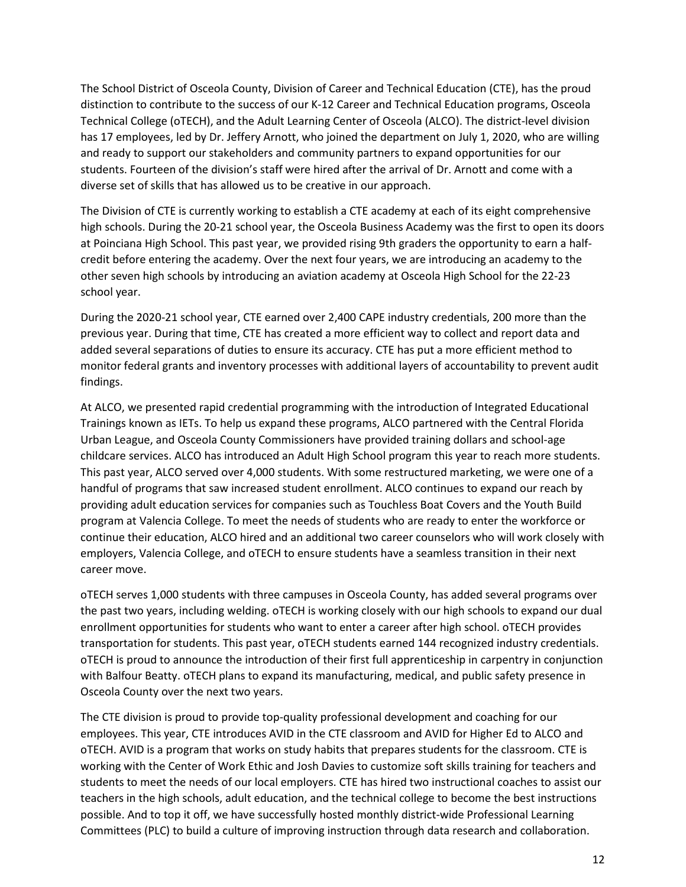The School District of Osceola County, Division of Career and Technical Education (CTE), has the proud distinction to contribute to the success of our K-12 Career and Technical Education programs, Osceola Technical College (oTECH), and the Adult Learning Center of Osceola (ALCO). The district-level division has 17 employees, led by Dr. Jeffery Arnott, who joined the department on July 1, 2020, who are willing and ready to support our stakeholders and community partners to expand opportunities for our students. Fourteen of the division's staff were hired after the arrival of Dr. Arnott and come with a diverse set of skills that has allowed us to be creative in our approach.

The Division of CTE is currently working to establish a CTE academy at each of its eight comprehensive high schools. During the 20-21 school year, the Osceola Business Academy was the first to open its doors at Poinciana High School. This past year, we provided rising 9th graders the opportunity to earn a half-credit before entering the academy. Over the next four years, we are introducing an academy to the other seven high schools by introducing an aviation academy at Osceola High School for the 22-23 school year.

During the 2020-21 school year, CTE earned over 2,400 CAPE industry credentials, 200 more than the previous year. During that time, CTE has created a more efficient way to collect and report data and added several separations of duties to ensure its accuracy. CTE has put a more efficient method to monitor federal grants and inventory processes with additional layers of accountability to prevent audit findings.

At ALCO, we presented rapid credential programming with the introduction of Integrated Educational Trainings known as IETs. To help us expand these programs, ALCO partnered with the Central Florida Urban League, and Osceola County Commissioners have provided training dollars and school-age childcare services. ALCO has introduced an Adult High School program this year to reach more students. This past year, ALCO served over 4,000 students. With some restructured marketing, we were one of a handful of programs that saw increased student enrollment. ALCO continues to expand our reach by providing adult education services for companies such as Touchless Boat Covers and the Youth Build program at Valencia College. To meet the needs of students who are ready to enter the workforce or continue their education, ALCO hired and an additional two career counselors who will work closely with employers, Valencia College, and oTECH to ensure students have a seamless transition in their next career move.

oTECH serves 1,000 students with three campuses in Osceola County, has added several programs over the past two years, including welding. oTECH is working closely with our high schools to expand our dual enrollment opportunities for students who want to enter a career after high school. oTECH provides transportation for students. This past year, oTECH students earned 144 recognized industry credentials. oTECH is proud to announce the introduction of their first full apprenticeship in carpentry in conjunction with Balfour Beatty. oTECH plans to expand its manufacturing, medical, and public safety presence in Osceola County over the next two years.

The CTE division is proud to provide top-quality professional development and coaching for our employees. This year, CTE introduces AVID in the CTE classroom and AVID for Higher Ed to ALCO and oTECH. AVID is a program that works on study habits that prepares students for the classroom. CTE is working with the Center of Work Ethic and Josh Davies to customize soft skills training for teachers and students to meet the needs of our local employers. CTE has hired two instructional coaches to assist our teachers in the high schools, adult education, and the technical college to become the best instructions possible. And to top it off, we have successfully hosted monthly district-wide Professional Learning Committees (PLC) to build a culture of improving instruction through data research and collaboration.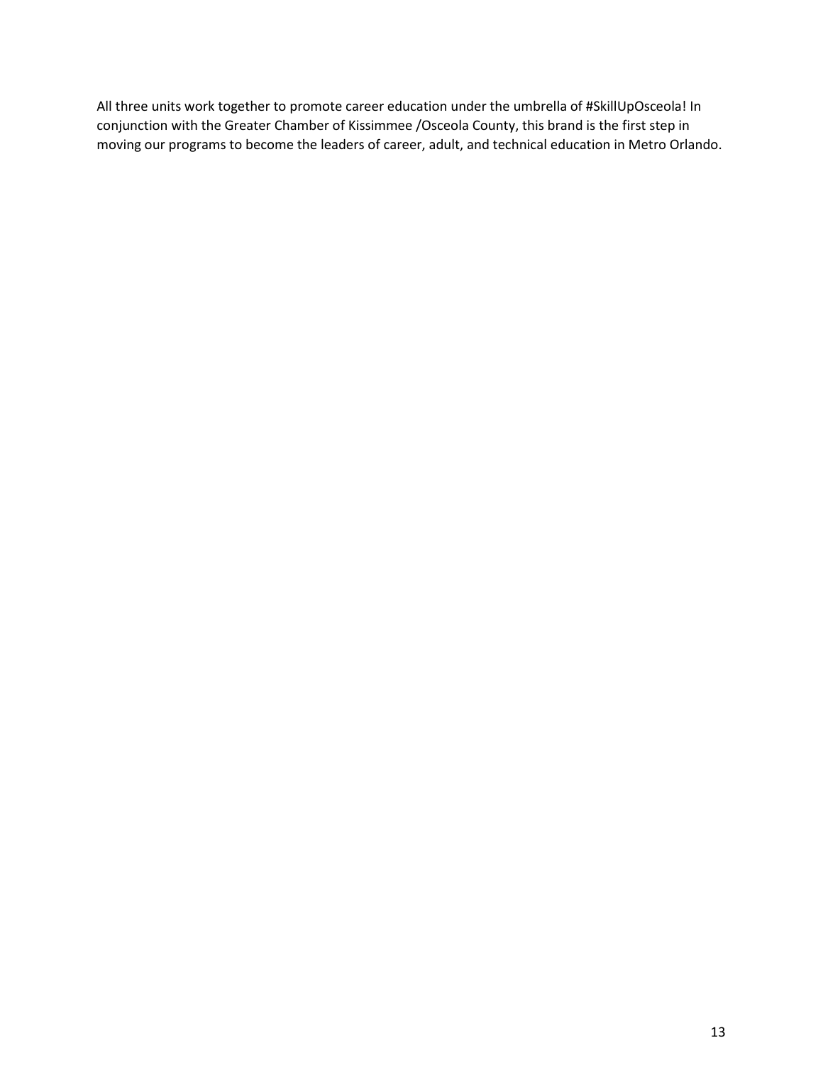All three units work together to promote career education under the umbrella of #SkillUpOsceola! In conjunction with the Greater Chamber of Kissimmee /Osceola County, this brand is the first step in moving our programs to become the leaders of career, adult, and technical education in Metro Orlando.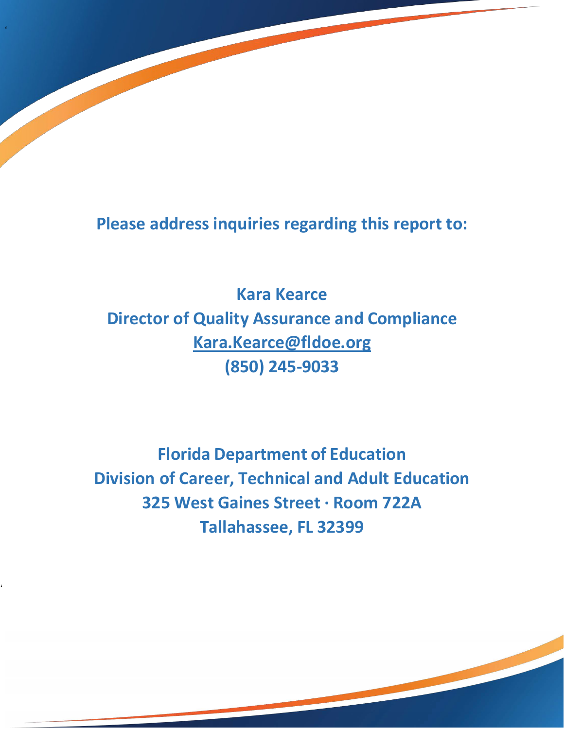**Please address inquiries regarding this report to:**

**Kara Kearce**
**Director of Quality Assurance and Compliance**
**[Kara.Kearce@fldoe.org](mailto:Kara.Kearce@fldoe.org)**
**(850) 245-9033**

**Florida Department of Education**
**Division of Career, Technical and Adult Education**
**325 West Gaines Street · Room 722A**
**Tallahassee, FL 32399**